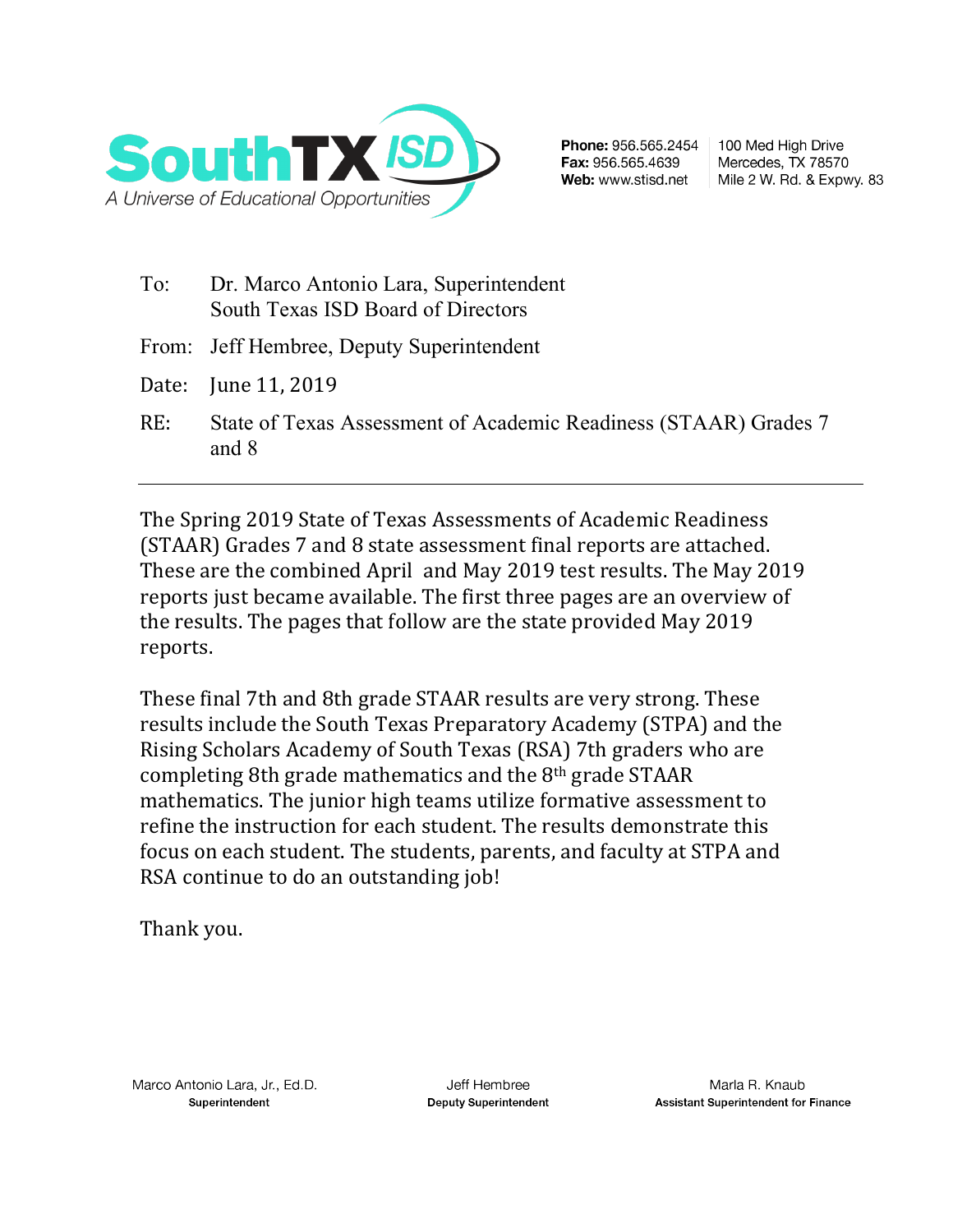**SouthTX ISD**
*A Universe of Educational Opportunities*

**Phone:** 956.565.2454
**Fax:** 956.565.4639
**Web:** www.stisd.net

100 Med High Drive
Mercedes, TX 78570
Mile 2 W. Rd. & Expwy. 83

To: Dr. Marco Antonio Lara, Superintendent
South Texas ISD Board of Directors

From: Jeff Hembree, Deputy Superintendent

Date: June 11, 2019

RE: State of Texas Assessment of Academic Readiness (STAAR) Grades 7 and 8

---

The Spring 2019 State of Texas Assessments of Academic Readiness (STAAR) Grades 7 and 8 state assessment final reports are attached. These are the combined April and May 2019 test results. The May 2019 reports just became available. The first three pages are an overview of the results. The pages that follow are the state provided May 2019 reports.

These final 7th and 8th grade STAAR results are very strong. These results include the South Texas Preparatory Academy (STPA) and the Rising Scholars Academy of South Texas (RSA) 7th graders who are completing 8th grade mathematics and the 8th grade STAAR mathematics. The junior high teams utilize formative assessment to refine the instruction for each student. The results demonstrate this focus on each student. The students, parents, and faculty at STPA and RSA continue to do an outstanding job!

Thank you.

Marco Antonio Lara, Jr., Ed.D.
**Superintendent**

Jeff Hembree
**Deputy Superintendent**

Marla R. Knaub
**Assistant Superintendent for Finance**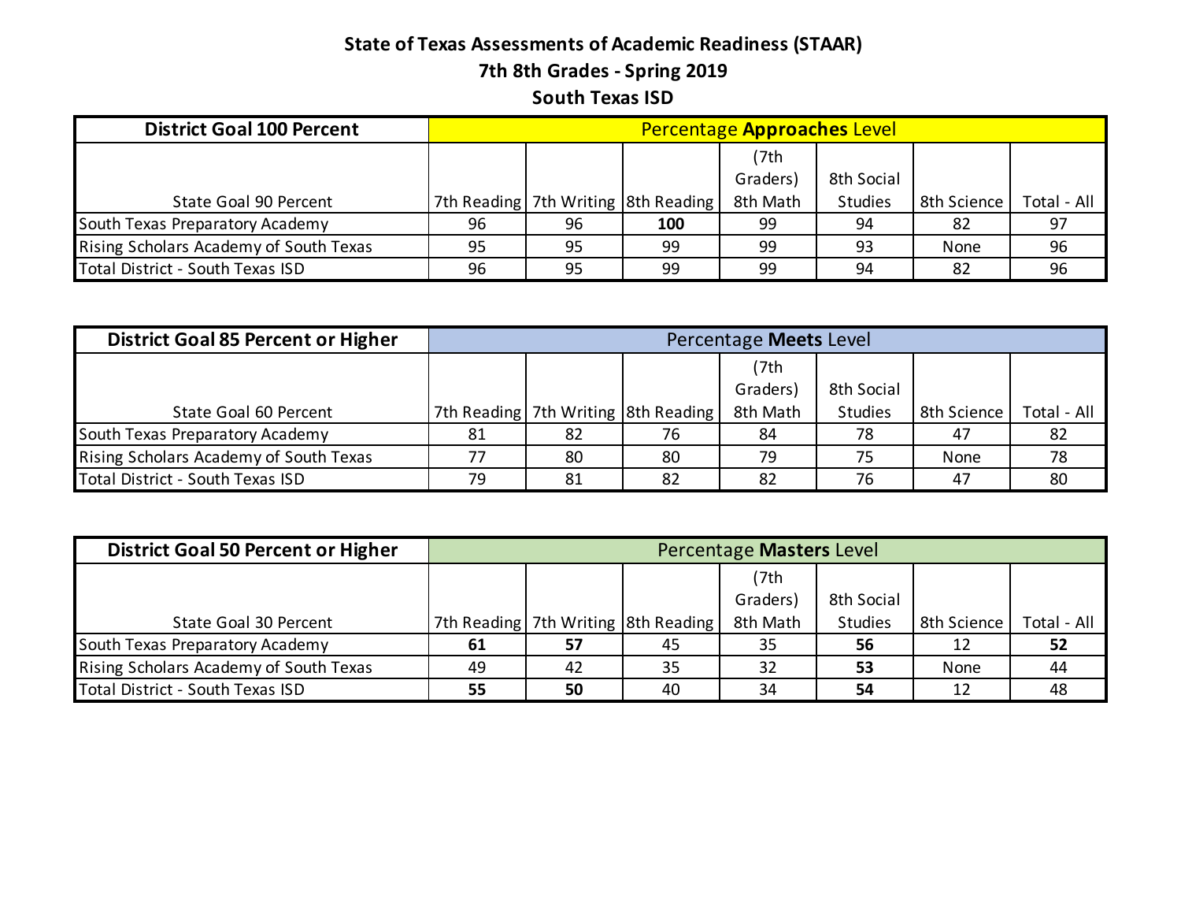# State of Texas Assessments of Academic Readiness (STAAR)

## 7th 8th Grades - Spring 2019

## South Texas ISD

| District Goal 100 Percent | Percentage **Approaches** Level | | | | | | |
|---|---|---|---|---|---|---|---|
| State Goal 90 Percent | 7th Reading | 7th Writing | 8th Reading | (7th Graders) 8th Math | 8th Social Studies | 8th Science | Total - All |
| South Texas Preparatory Academy | 96 | 96 | **100** | 99 | 94 | 82 | 97 |
| Rising Scholars Academy of South Texas | 95 | 95 | 99 | 99 | 93 | None | 96 |
| Total District - South Texas ISD | 96 | 95 | 99 | 99 | 94 | 82 | 96 |

| District Goal 85 Percent or Higher | Percentage **Meets** Level | | | | | | |
|---|---|---|---|---|---|---|---|
| State Goal 60 Percent | 7th Reading | 7th Writing | 8th Reading | (7th Graders) 8th Math | 8th Social Studies | 8th Science | Total - All |
| South Texas Preparatory Academy | 81 | 82 | 76 | 84 | 78 | 47 | 82 |
| Rising Scholars Academy of South Texas | 77 | 80 | 80 | 79 | 75 | None | 78 |
| Total District - South Texas ISD | 79 | 81 | 82 | 82 | 76 | 47 | 80 |

| District Goal 50 Percent or Higher | Percentage **Masters** Level | | | | | | |
|---|---|---|---|---|---|---|---|
| State Goal 30 Percent | 7th Reading | 7th Writing | 8th Reading | (7th Graders) 8th Math | 8th Social Studies | 8th Science | Total - All |
| South Texas Preparatory Academy | **61** | **57** | 45 | 35 | **56** | 12 | **52** |
| Rising Scholars Academy of South Texas | 49 | 42 | 35 | 32 | **53** | None | 44 |
| Total District - South Texas ISD | **55** | **50** | 40 | 34 | **54** | 12 | 48 |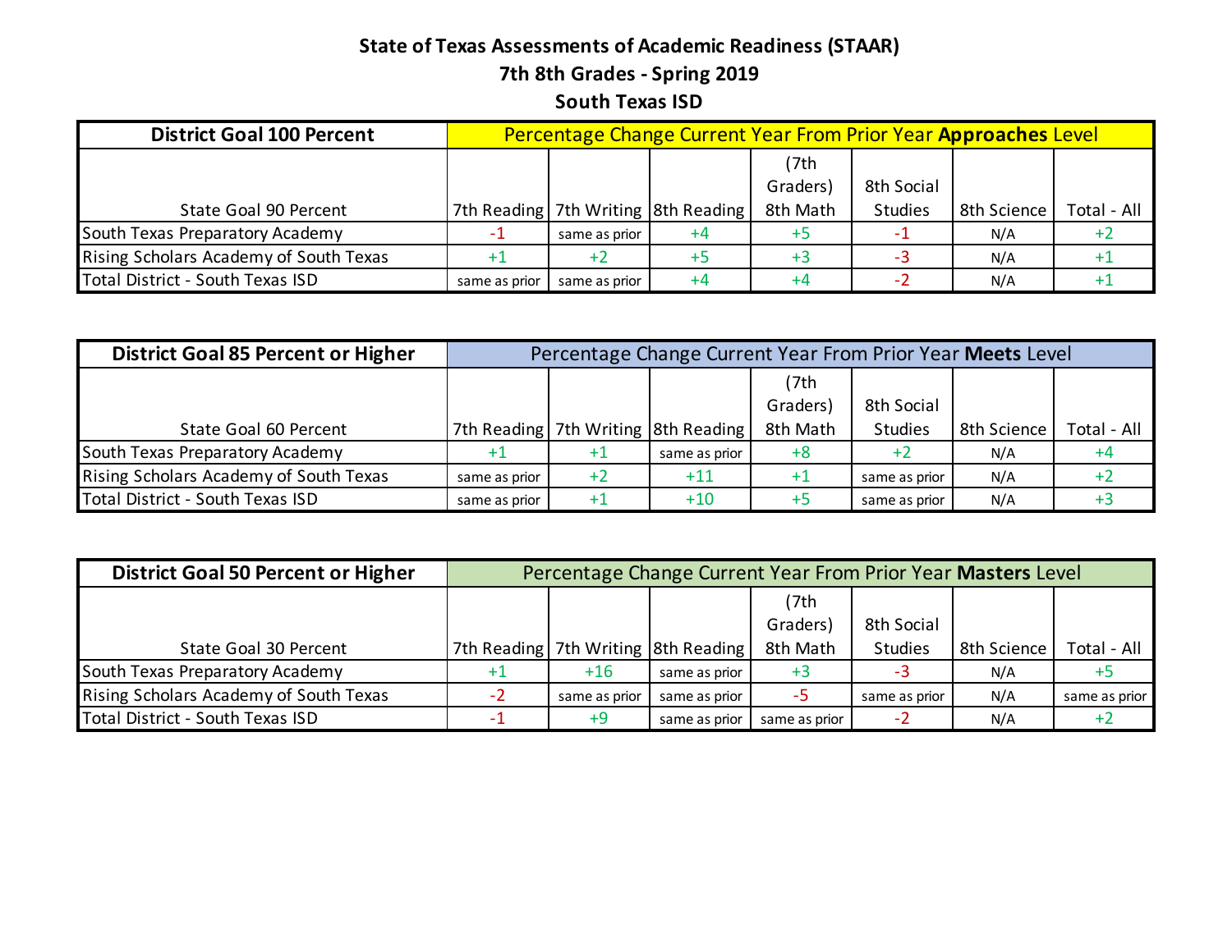**State of Texas Assessments of Academic Readiness (STAAR)**
**7th 8th Grades - Spring 2019**
**South Texas ISD**

| **District Goal 100 Percent** | Percentage Change Current Year From Prior Year **Approaches** Level | | | | | | |
|---|---|---|---|---|---|---|---|
| State Goal 90 Percent | 7th Reading | 7th Writing | 8th Reading | (7th Graders) 8th Math | 8th Social Studies | 8th Science | Total - All |
| South Texas Preparatory Academy | -1 | same as prior | +4 | +5 | -1 | N/A | +2 |
| Rising Scholars Academy of South Texas | +1 | +2 | +5 | +3 | -3 | N/A | +1 |
| Total District - South Texas ISD | same as prior | same as prior | +4 | +4 | -2 | N/A | +1 |

| **District Goal 85 Percent or Higher** | Percentage Change Current Year From Prior Year **Meets** Level | | | | | | |
|---|---|---|---|---|---|---|---|
| State Goal 60 Percent | 7th Reading | 7th Writing | 8th Reading | (7th Graders) 8th Math | 8th Social Studies | 8th Science | Total - All |
| South Texas Preparatory Academy | +1 | +1 | same as prior | +8 | +2 | N/A | +4 |
| Rising Scholars Academy of South Texas | same as prior | +2 | +11 | +1 | same as prior | N/A | +2 |
| Total District - South Texas ISD | same as prior | +1 | +10 | +5 | same as prior | N/A | +3 |

| **District Goal 50 Percent or Higher** | Percentage Change Current Year From Prior Year **Masters** Level | | | | | | |
|---|---|---|---|---|---|---|---|
| State Goal 30 Percent | 7th Reading | 7th Writing | 8th Reading | (7th Graders) 8th Math | 8th Social Studies | 8th Science | Total - All |
| South Texas Preparatory Academy | +1 | +16 | same as prior | +3 | -3 | N/A | +5 |
| Rising Scholars Academy of South Texas | -2 | same as prior | same as prior | -5 | same as prior | N/A | same as prior |
| Total District - South Texas ISD | -1 | +9 | same as prior | same as prior | -2 | N/A | +2 |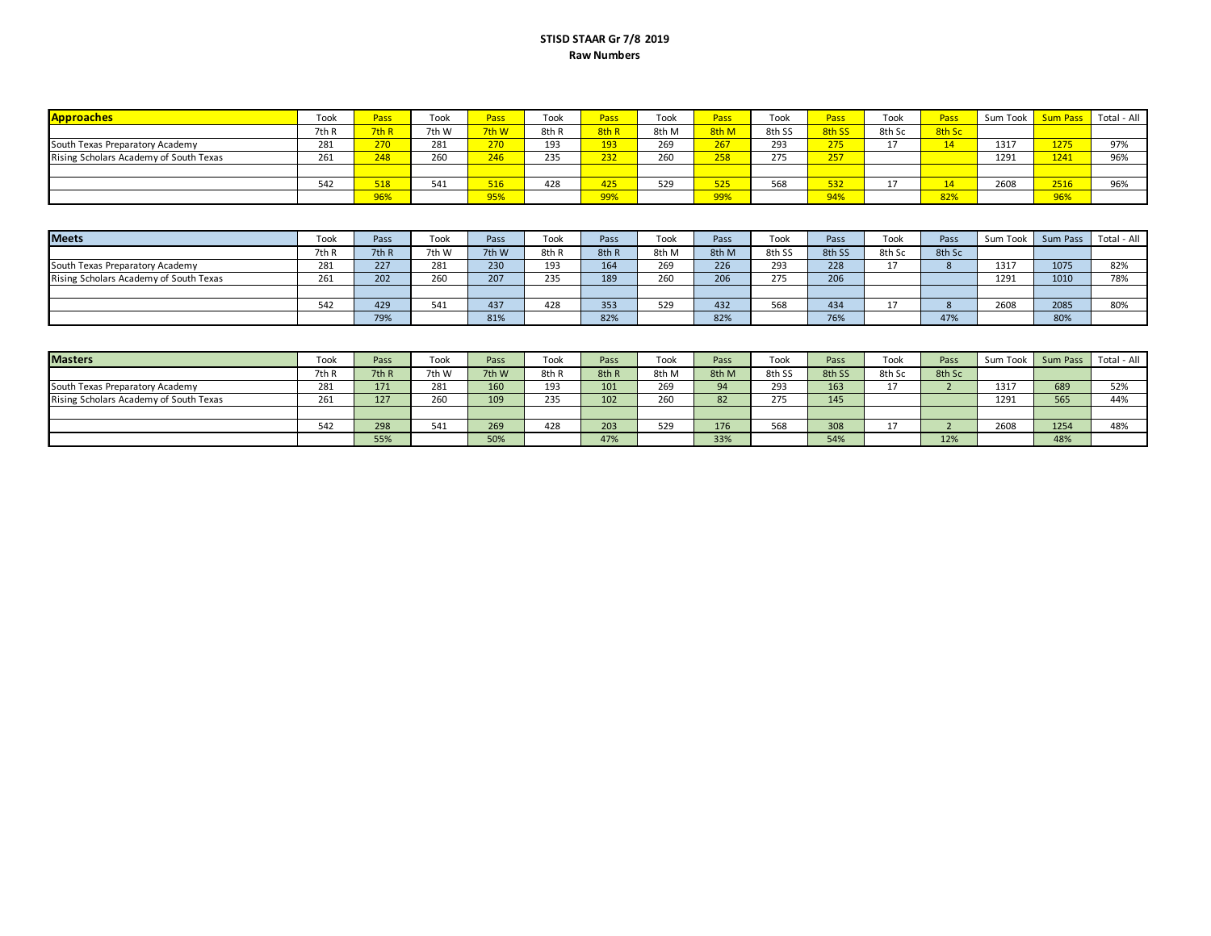**STISD STAAR Gr 7/8 2019**

**Raw Numbers**

| **Approaches** | Took | Pass | Took | Pass | Took | Pass | Took | Pass | Took | Pass | Took | Pass | Sum Took | Sum Pass | Total - All |
|---|---|---|---|---|---|---|---|---|---|---|---|---|---|---|---|
| | 7th R | 7th R | 7th W | 7th W | 8th R | 8th R | 8th M | 8th M | 8th SS | 8th SS | 8th Sc | 8th Sc | | | |
| South Texas Preparatory Academy | 281 | 270 | 281 | 270 | 193 | 193 | 269 | 267 | 293 | 275 | 17 | 14 | 1317 | 1275 | 97% |
| Rising Scholars Academy of South Texas | 261 | 248 | 260 | 246 | 235 | 232 | 260 | 258 | 275 | 257 | | | 1291 | 1241 | 96% |
| | | | | | | | | | | | | | | | |
| | 542 | 518 | 541 | 516 | 428 | 425 | 529 | 525 | 568 | 532 | 17 | 14 | 2608 | 2516 | 96% |
| | | 96% | | 95% | | 99% | | 99% | | 94% | | 82% | | 96% | |

| **Meets** | Took | Pass | Took | Pass | Took | Pass | Took | Pass | Took | Pass | Took | Pass | Sum Took | Sum Pass | Total - All |
|---|---|---|---|---|---|---|---|---|---|---|---|---|---|---|---|
| | 7th R | 7th R | 7th W | 7th W | 8th R | 8th R | 8th M | 8th M | 8th SS | 8th SS | 8th Sc | 8th Sc | | | |
| South Texas Preparatory Academy | 281 | 227 | 281 | 230 | 193 | 164 | 269 | 226 | 293 | 228 | 17 | 8 | 1317 | 1075 | 82% |
| Rising Scholars Academy of South Texas | 261 | 202 | 260 | 207 | 235 | 189 | 260 | 206 | 275 | 206 | | | 1291 | 1010 | 78% |
| | | | | | | | | | | | | | | | |
| | 542 | 429 | 541 | 437 | 428 | 353 | 529 | 432 | 568 | 434 | 17 | 8 | 2608 | 2085 | 80% |
| | | 79% | | 81% | | 82% | | 82% | | 76% | | 47% | | 80% | |

| **Masters** | Took | Pass | Took | Pass | Took | Pass | Took | Pass | Took | Pass | Took | Pass | Sum Took | Sum Pass | Total - All |
|---|---|---|---|---|---|---|---|---|---|---|---|---|---|---|---|
| | 7th R | 7th R | 7th W | 7th W | 8th R | 8th R | 8th M | 8th M | 8th SS | 8th SS | 8th Sc | 8th Sc | | | |
| South Texas Preparatory Academy | 281 | 171 | 281 | 160 | 193 | 101 | 269 | 94 | 293 | 163 | 17 | 2 | 1317 | 689 | 52% |
| Rising Scholars Academy of South Texas | 261 | 127 | 260 | 109 | 235 | 102 | 260 | 82 | 275 | 145 | | | 1291 | 565 | 44% |
| | | | | | | | | | | | | | | | |
| | 542 | 298 | 541 | 269 | 428 | 203 | 529 | 176 | 568 | 308 | 17 | 2 | 2608 | 1254 | 48% |
| | | 55% | | 50% | | 47% | | 33% | | 54% | | 12% | | 48% | |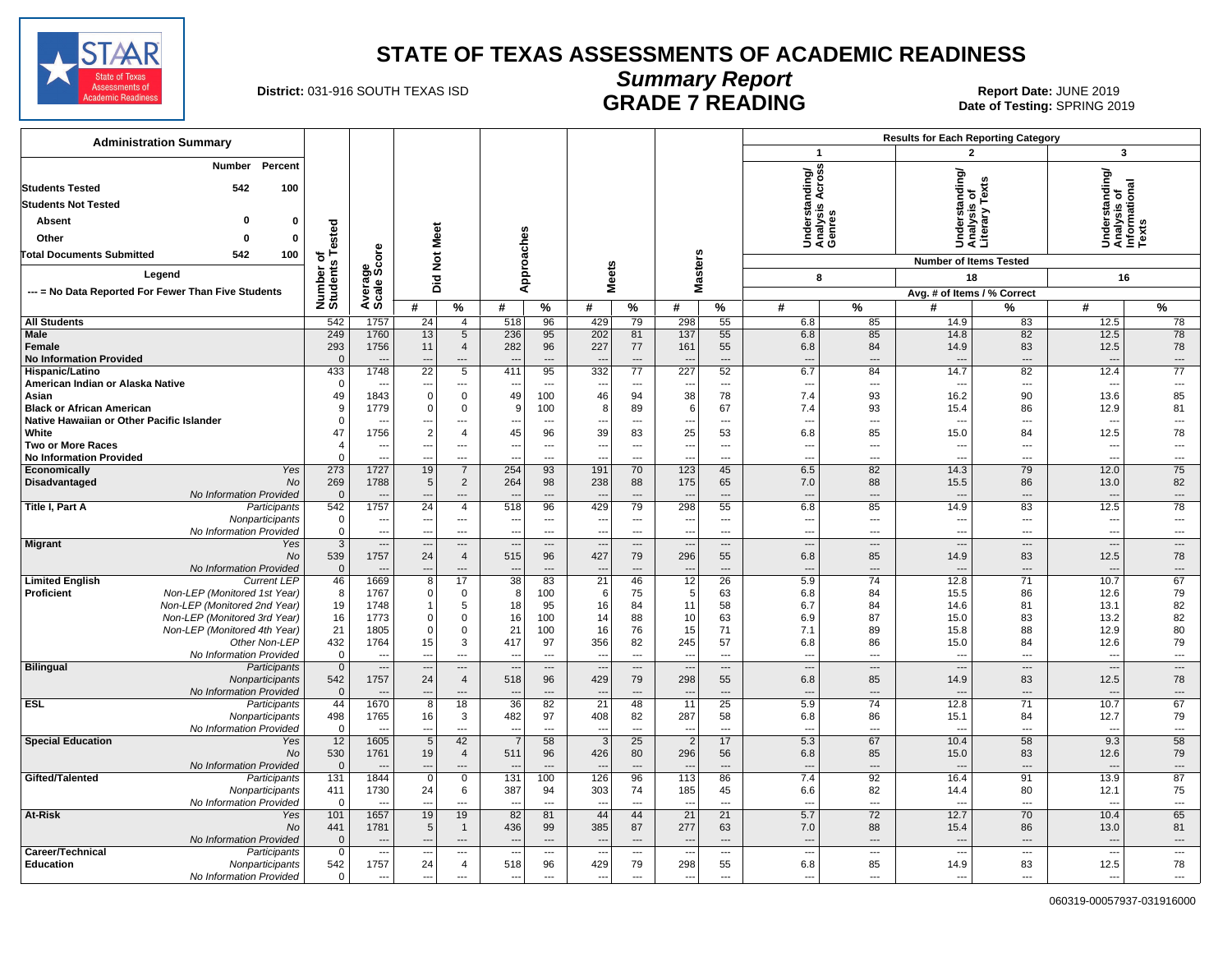# STATE OF TEXAS ASSESSMENTS OF ACADEMIC READINESS

## Summary Report

## GRADE 7 READING

**District:** 031-916 SOUTH TEXAS ISD

**Report Date:** JUNE 2019

**Date of Testing:** SPRING 2019

**Administration Summary**

| | Number | Percent |
|---|---|---|
| Students Tested | 542 | 100 |
| Students Not Tested | | |
| Absent | 0 | 0 |
| Other | 0 | 0 |
| Total Documents Submitted | 542 | 100 |

**Legend**

--- = No Data Reported For Fewer Than Five Students

Results for Each Reporting Category: 1 = Understanding/Analysis Across Genres (Number of Items Tested: 8); 2 = Understanding/Analysis of Literary Texts (Number of Items Tested: 18); 3 = Understanding/Analysis of Informational Texts (Number of Items Tested: 16). Values are Avg. # of Items / % Correct.

| Group | Subgroup | Number of Students Tested | Average Scale Score | Did Not Meet # | Did Not Meet % | Approaches # | Approaches % | Meets # | Meets % | Masters # | Masters % | Cat. 1 # | Cat. 1 % | Cat. 2 # | Cat. 2 % | Cat. 3 # | Cat. 3 % |
|---|---|---|---|---|---|---|---|---|---|---|---|---|---|---|---|---|---|
| All Students | | 542 | 1757 | 24 | 4 | 518 | 96 | 429 | 79 | 298 | 55 | 6.8 | 85 | 14.9 | 83 | 12.5 | 78 |
| Male | | 249 | 1760 | 13 | 5 | 236 | 95 | 202 | 81 | 137 | 55 | 6.8 | 85 | 14.8 | 82 | 12.5 | 78 |
| Female | | 293 | 1756 | 11 | 4 | 282 | 96 | 227 | 77 | 161 | 55 | 6.8 | 84 | 14.9 | 83 | 12.5 | 78 |
| No Information Provided | | 0 | --- | --- | --- | --- | --- | --- | --- | --- | --- | --- | --- | --- | --- | --- | --- |
| Hispanic/Latino | | 433 | 1748 | 22 | 5 | 411 | 95 | 332 | 77 | 227 | 52 | 6.7 | 84 | 14.7 | 82 | 12.4 | 77 |
| American Indian or Alaska Native | | 0 | --- | --- | --- | --- | --- | --- | --- | --- | --- | --- | --- | --- | --- | --- | --- |
| Asian | | 49 | 1843 | 0 | 0 | 49 | 100 | 46 | 94 | 38 | 78 | 7.4 | 93 | 16.2 | 90 | 13.6 | 85 |
| Black or African American | | 9 | 1779 | 0 | 0 | 9 | 100 | 8 | 89 | 6 | 67 | 7.4 | 93 | 15.4 | 86 | 12.9 | 81 |
| Native Hawaiian or Other Pacific Islander | | 0 | --- | --- | --- | --- | --- | --- | --- | --- | --- | --- | --- | --- | --- | --- | --- |
| White | | 47 | 1756 | 2 | 4 | 45 | 96 | 39 | 83 | 25 | 53 | 6.8 | 85 | 15.0 | 84 | 12.5 | 78 |
| Two or More Races | | 4 | --- | --- | --- | --- | --- | --- | --- | --- | --- | --- | --- | --- | --- | --- | --- |
| No Information Provided | | 0 | --- | --- | --- | --- | --- | --- | --- | --- | --- | --- | --- | --- | --- | --- | --- |
| Economically Disadvantaged | Yes | 273 | 1727 | 19 | 7 | 254 | 93 | 191 | 70 | 123 | 45 | 6.5 | 82 | 14.3 | 79 | 12.0 | 75 |
| | No | 269 | 1788 | 5 | 2 | 264 | 98 | 238 | 88 | 175 | 65 | 7.0 | 88 | 15.5 | 86 | 13.0 | 82 |
| | No Information Provided | 0 | --- | --- | --- | --- | --- | --- | --- | --- | --- | --- | --- | --- | --- | --- | --- |
| Title I, Part A | Participants | 542 | 1757 | 24 | 4 | 518 | 96 | 429 | 79 | 298 | 55 | 6.8 | 85 | 14.9 | 83 | 12.5 | 78 |
| | Nonparticipants | 0 | --- | --- | --- | --- | --- | --- | --- | --- | --- | --- | --- | --- | --- | --- | --- |
| | No Information Provided | 0 | --- | --- | --- | --- | --- | --- | --- | --- | --- | --- | --- | --- | --- | --- | --- |
| Migrant | Yes | 3 | --- | --- | --- | --- | --- | --- | --- | --- | --- | --- | --- | --- | --- | --- | --- |
| | No | 539 | 1757 | 24 | 4 | 515 | 96 | 427 | 79 | 296 | 55 | 6.8 | 85 | 14.9 | 83 | 12.5 | 78 |
| | No Information Provided | 0 | --- | --- | --- | --- | --- | --- | --- | --- | --- | --- | --- | --- | --- | --- | --- |
| Limited English Proficient | Current LEP | 46 | 1669 | 8 | 17 | 38 | 83 | 21 | 46 | 12 | 26 | 5.9 | 74 | 12.8 | 71 | 10.7 | 67 |
| | Non-LEP (Monitored 1st Year) | 8 | 1767 | 0 | 0 | 8 | 100 | 6 | 75 | 5 | 63 | 6.8 | 84 | 15.5 | 86 | 12.6 | 79 |
| | Non-LEP (Monitored 2nd Year) | 19 | 1748 | 1 | 5 | 18 | 95 | 16 | 84 | 11 | 58 | 6.7 | 84 | 14.6 | 81 | 13.1 | 82 |
| | Non-LEP (Monitored 3rd Year) | 16 | 1773 | 0 | 0 | 16 | 100 | 14 | 88 | 10 | 63 | 6.9 | 87 | 15.0 | 83 | 13.2 | 82 |
| | Non-LEP (Monitored 4th Year) | 21 | 1805 | 0 | 0 | 21 | 100 | 16 | 76 | 15 | 71 | 7.1 | 89 | 15.8 | 88 | 12.9 | 80 |
| | Other Non-LEP | 432 | 1764 | 15 | 3 | 417 | 97 | 356 | 82 | 245 | 57 | 6.8 | 86 | 15.0 | 84 | 12.6 | 79 |
| | No Information Provided | 0 | --- | --- | --- | --- | --- | --- | --- | --- | --- | --- | --- | --- | --- | --- | --- |
| Bilingual | Participants | 0 | --- | --- | --- | --- | --- | --- | --- | --- | --- | --- | --- | --- | --- | --- | --- |
| | Nonparticipants | 542 | 1757 | 24 | 4 | 518 | 96 | 429 | 79 | 298 | 55 | 6.8 | 85 | 14.9 | 83 | 12.5 | 78 |
| | No Information Provided | 0 | --- | --- | --- | --- | --- | --- | --- | --- | --- | --- | --- | --- | --- | --- | --- |
| ESL | Participants | 44 | 1670 | 8 | 18 | 36 | 82 | 21 | 48 | 11 | 25 | 5.9 | 74 | 12.8 | 71 | 10.7 | 67 |
| | Nonparticipants | 498 | 1765 | 16 | 3 | 482 | 97 | 408 | 82 | 287 | 58 | 6.8 | 86 | 15.1 | 84 | 12.7 | 79 |
| | No Information Provided | 0 | --- | --- | --- | --- | --- | --- | --- | --- | --- | --- | --- | --- | --- | --- | --- |
| Special Education | Yes | 12 | 1605 | 5 | 42 | 7 | 58 | 3 | 25 | 2 | 17 | 5.3 | 67 | 10.4 | 58 | 9.3 | 58 |
| | No | 530 | 1761 | 19 | 4 | 511 | 96 | 426 | 80 | 296 | 56 | 6.8 | 85 | 15.0 | 83 | 12.6 | 79 |
| | No Information Provided | 0 | --- | --- | --- | --- | --- | --- | --- | --- | --- | --- | --- | --- | --- | --- | --- |
| Gifted/Talented | Participants | 131 | 1844 | 0 | 0 | 131 | 100 | 126 | 96 | 113 | 86 | 7.4 | 92 | 16.4 | 91 | 13.9 | 87 |
| | Nonparticipants | 411 | 1730 | 24 | 6 | 387 | 94 | 303 | 74 | 185 | 45 | 6.6 | 82 | 14.4 | 80 | 12.1 | 75 |
| | No Information Provided | 0 | --- | --- | --- | --- | --- | --- | --- | --- | --- | --- | --- | --- | --- | --- | --- |
| At-Risk | Yes | 101 | 1657 | 19 | 19 | 82 | 81 | 44 | 44 | 21 | 21 | 5.7 | 72 | 12.7 | 70 | 10.4 | 65 |
| | No | 441 | 1781 | 5 | 1 | 436 | 99 | 385 | 87 | 277 | 63 | 7.0 | 88 | 15.4 | 86 | 13.0 | 81 |
| | No Information Provided | 0 | --- | --- | --- | --- | --- | --- | --- | --- | --- | --- | --- | --- | --- | --- | --- |
| Career/Technical Education | Participants | 0 | --- | --- | --- | --- | --- | --- | --- | --- | --- | --- | --- | --- | --- | --- | --- |
| | Nonparticipants | 542 | 1757 | 24 | 4 | 518 | 96 | 429 | 79 | 298 | 55 | 6.8 | 85 | 14.9 | 83 | 12.5 | 78 |
| | No Information Provided | 0 | --- | --- | --- | --- | --- | --- | --- | --- | --- | --- | --- | --- | --- | --- | --- |

060319-00057937-031916000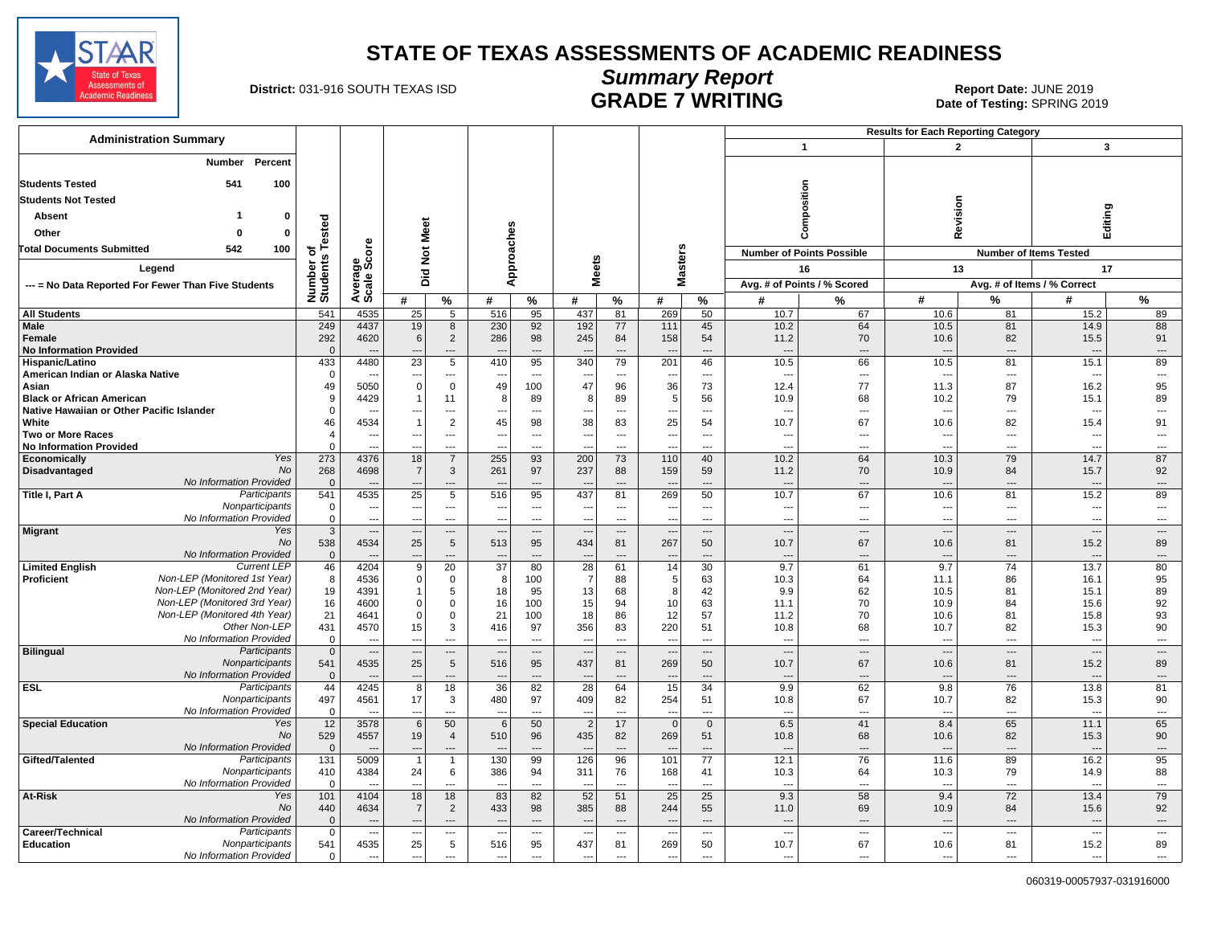# STATE OF TEXAS ASSESSMENTS OF ACADEMIC READINESS

## Summary Report

## GRADE 7 WRITING

**District:** 031-916 SOUTH TEXAS ISD

**Report Date:** JUNE 2019
**Date of Testing:** SPRING 2019

**Administration Summary**

| | Number | Percent |
|---|---|---|
| Students Tested | 541 | 100 |
| Students Not Tested | | |
| Absent | 1 | 0 |
| Other | 0 | 0 |
| Total Documents Submitted | 542 | 100 |

Legend

--- = No Data Reported For Fewer Than Five Students

Results for Each Reporting Category: 1 – Composition (Number of Points Possible: 16; Avg. # of Points / % Scored); 2 – Revision (Number of Items Tested: 13; Avg. # of Items / % Correct); 3 – Editing (Number of Items Tested: 17; Avg. # of Items / % Correct)

| Group | | Number of Students Tested | Average Scale Score | Did Not Meet # | Did Not Meet % | Approaches # | Approaches % | Meets # | Meets % | Masters # | Masters % | Composition # | Composition % | Revision # | Revision % | Editing # | Editing % |
|---|---|---|---|---|---|---|---|---|---|---|---|---|---|---|---|---|---|
| All Students | | 541 | 4535 | 25 | 5 | 516 | 95 | 437 | 81 | 269 | 50 | 10.7 | 67 | 10.6 | 81 | 15.2 | 89 |
| Male | | 249 | 4437 | 19 | 8 | 230 | 92 | 192 | 77 | 111 | 45 | 10.2 | 64 | 10.5 | 81 | 14.9 | 88 |
| Female | | 292 | 4620 | 6 | 2 | 286 | 98 | 245 | 84 | 158 | 54 | 11.2 | 70 | 10.6 | 82 | 15.5 | 91 |
| No Information Provided | | 0 | --- | --- | --- | --- | --- | --- | --- | --- | --- | --- | --- | --- | --- | --- | --- |
| Hispanic/Latino | | 433 | 4480 | 23 | 5 | 410 | 95 | 340 | 79 | 201 | 46 | 10.5 | 66 | 10.5 | 81 | 15.1 | 89 |
| American Indian or Alaska Native | | 0 | --- | --- | --- | --- | --- | --- | --- | --- | --- | --- | --- | --- | --- | --- | --- |
| Asian | | 49 | 5050 | 0 | 0 | 49 | 100 | 47 | 96 | 36 | 73 | 12.4 | 77 | 11.3 | 87 | 16.2 | 95 |
| Black or African American | | 9 | 4429 | 1 | 11 | 8 | 89 | 8 | 89 | 5 | 56 | 10.9 | 68 | 10.2 | 79 | 15.1 | 89 |
| Native Hawaiian or Other Pacific Islander | | 0 | --- | --- | --- | --- | --- | --- | --- | --- | --- | --- | --- | --- | --- | --- | --- |
| White | | 46 | 4534 | 1 | 2 | 45 | 98 | 38 | 83 | 25 | 54 | 10.7 | 67 | 10.6 | 82 | 15.4 | 91 |
| Two or More Races | | 4 | --- | --- | --- | --- | --- | --- | --- | --- | --- | --- | --- | --- | --- | --- | --- |
| No Information Provided | | 0 | --- | --- | --- | --- | --- | --- | --- | --- | --- | --- | --- | --- | --- | --- | --- |
| Economically Disadvantaged | Yes | 273 | 4376 | 18 | 7 | 255 | 93 | 200 | 73 | 110 | 40 | 10.2 | 64 | 10.3 | 79 | 14.7 | 87 |
| | No | 268 | 4698 | 7 | 3 | 261 | 97 | 237 | 88 | 159 | 59 | 11.2 | 70 | 10.9 | 84 | 15.7 | 92 |
| | No Information Provided | 0 | --- | --- | --- | --- | --- | --- | --- | --- | --- | --- | --- | --- | --- | --- | --- |
| Title I, Part A | Participants | 541 | 4535 | 25 | 5 | 516 | 95 | 437 | 81 | 269 | 50 | 10.7 | 67 | 10.6 | 81 | 15.2 | 89 |
| | Nonparticipants | 0 | --- | --- | --- | --- | --- | --- | --- | --- | --- | --- | --- | --- | --- | --- | --- |
| | No Information Provided | 0 | --- | --- | --- | --- | --- | --- | --- | --- | --- | --- | --- | --- | --- | --- | --- |
| Migrant | Yes | 3 | --- | --- | --- | --- | --- | --- | --- | --- | --- | --- | --- | --- | --- | --- | --- |
| | No | 538 | 4534 | 25 | 5 | 513 | 95 | 434 | 81 | 267 | 50 | 10.7 | 67 | 10.6 | 81 | 15.2 | 89 |
| | No Information Provided | 0 | --- | --- | --- | --- | --- | --- | --- | --- | --- | --- | --- | --- | --- | --- | --- |
| Limited English Proficient | Current LEP | 46 | 4204 | 9 | 20 | 37 | 80 | 28 | 61 | 14 | 30 | 9.7 | 61 | 9.7 | 74 | 13.7 | 80 |
| | Non-LEP (Monitored 1st Year) | 8 | 4536 | 0 | 0 | 8 | 100 | 7 | 88 | 5 | 63 | 10.3 | 64 | 11.1 | 86 | 16.1 | 95 |
| | Non-LEP (Monitored 2nd Year) | 19 | 4391 | 1 | 5 | 18 | 95 | 13 | 68 | 8 | 42 | 9.9 | 62 | 10.5 | 81 | 15.1 | 89 |
| | Non-LEP (Monitored 3rd Year) | 16 | 4600 | 0 | 0 | 16 | 100 | 15 | 94 | 10 | 63 | 11.1 | 70 | 10.9 | 84 | 15.6 | 92 |
| | Non-LEP (Monitored 4th Year) | 21 | 4641 | 0 | 0 | 21 | 100 | 18 | 86 | 12 | 57 | 11.2 | 70 | 10.6 | 81 | 15.8 | 93 |
| | Other Non-LEP | 431 | 4570 | 15 | 3 | 416 | 97 | 356 | 83 | 220 | 51 | 10.8 | 68 | 10.7 | 82 | 15.3 | 90 |
| | No Information Provided | 0 | --- | --- | --- | --- | --- | --- | --- | --- | --- | --- | --- | --- | --- | --- | --- |
| Bilingual | Participants | 0 | --- | --- | --- | --- | --- | --- | --- | --- | --- | --- | --- | --- | --- | --- | --- |
| | Nonparticipants | 541 | 4535 | 25 | 5 | 516 | 95 | 437 | 81 | 269 | 50 | 10.7 | 67 | 10.6 | 81 | 15.2 | 89 |
| | No Information Provided | 0 | --- | --- | --- | --- | --- | --- | --- | --- | --- | --- | --- | --- | --- | --- | --- |
| ESL | Participants | 44 | 4245 | 8 | 18 | 36 | 82 | 28 | 64 | 15 | 34 | 9.9 | 62 | 9.8 | 76 | 13.8 | 81 |
| | Nonparticipants | 497 | 4561 | 17 | 3 | 480 | 97 | 409 | 82 | 254 | 51 | 10.8 | 67 | 10.7 | 82 | 15.3 | 90 |
| | No Information Provided | 0 | --- | --- | --- | --- | --- | --- | --- | --- | --- | --- | --- | --- | --- | --- | --- |
| Special Education | Yes | 12 | 3578 | 6 | 50 | 6 | 50 | 2 | 17 | 0 | 0 | 6.5 | 41 | 8.4 | 65 | 11.1 | 65 |
| | No | 529 | 4557 | 19 | 4 | 510 | 96 | 435 | 82 | 269 | 51 | 10.8 | 68 | 10.6 | 82 | 15.3 | 90 |
| | No Information Provided | 0 | --- | --- | --- | --- | --- | --- | --- | --- | --- | --- | --- | --- | --- | --- | --- |
| Gifted/Talented | Participants | 131 | 5009 | 1 | 1 | 130 | 99 | 126 | 96 | 101 | 77 | 12.1 | 76 | 11.6 | 89 | 16.2 | 95 |
| | Nonparticipants | 410 | 4384 | 24 | 6 | 386 | 94 | 311 | 76 | 168 | 41 | 10.3 | 64 | 10.3 | 79 | 14.9 | 88 |
| | No Information Provided | 0 | --- | --- | --- | --- | --- | --- | --- | --- | --- | --- | --- | --- | --- | --- | --- |
| At-Risk | Yes | 101 | 4104 | 18 | 18 | 83 | 82 | 52 | 51 | 25 | 25 | 9.3 | 58 | 9.4 | 72 | 13.4 | 79 |
| | No | 440 | 4634 | 7 | 2 | 433 | 98 | 385 | 88 | 244 | 55 | 11.0 | 69 | 10.9 | 84 | 15.6 | 92 |
| | No Information Provided | 0 | --- | --- | --- | --- | --- | --- | --- | --- | --- | --- | --- | --- | --- | --- | --- |
| Career/Technical Education | Participants | 0 | --- | --- | --- | --- | --- | --- | --- | --- | --- | --- | --- | --- | --- | --- | --- |
| | Nonparticipants | 541 | 4535 | 25 | 5 | 516 | 95 | 437 | 81 | 269 | 50 | 10.7 | 67 | 10.6 | 81 | 15.2 | 89 |
| | No Information Provided | 0 | --- | --- | --- | --- | --- | --- | --- | --- | --- | --- | --- | --- | --- | --- | --- |

060319-00057937-031916000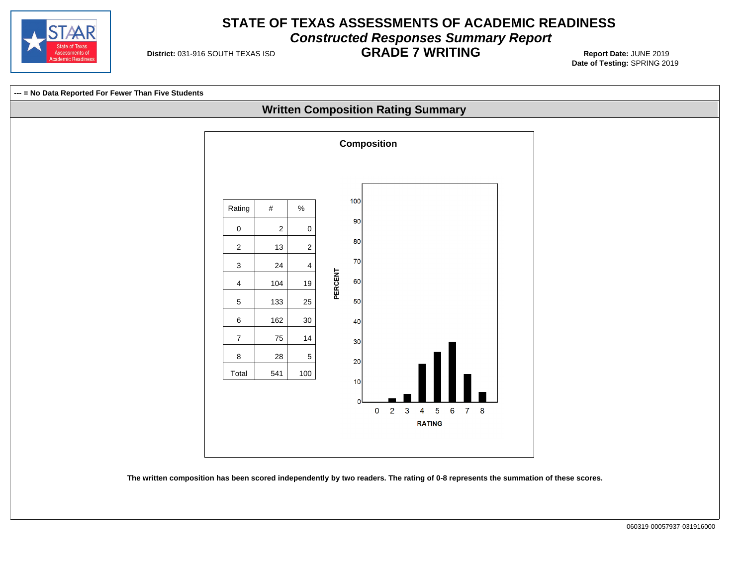# STATE OF TEXAS ASSESSMENTS OF ACADEMIC READINESS

## *Constructed Responses Summary Report*

## GRADE 7 WRITING

**District:** 031-916 SOUTH TEXAS ISD

**Report Date:** JUNE 2019
**Date of Testing:** SPRING 2019

**--- = No Data Reported For Fewer Than Five Students**

## Written Composition Rating Summary

### Composition

| Rating | # | % |
|---|---|---|
| 0 | 2 | 0 |
| 2 | 13 | 2 |
| 3 | 24 | 4 |
| 4 | 104 | 19 |
| 5 | 133 | 25 |
| 6 | 162 | 30 |
| 7 | 75 | 14 |
| 8 | 28 | 5 |
| Total | 541 | 100 |

**The written composition has been scored independently by two readers. The rating of 0-8 represents the summation of these scores.**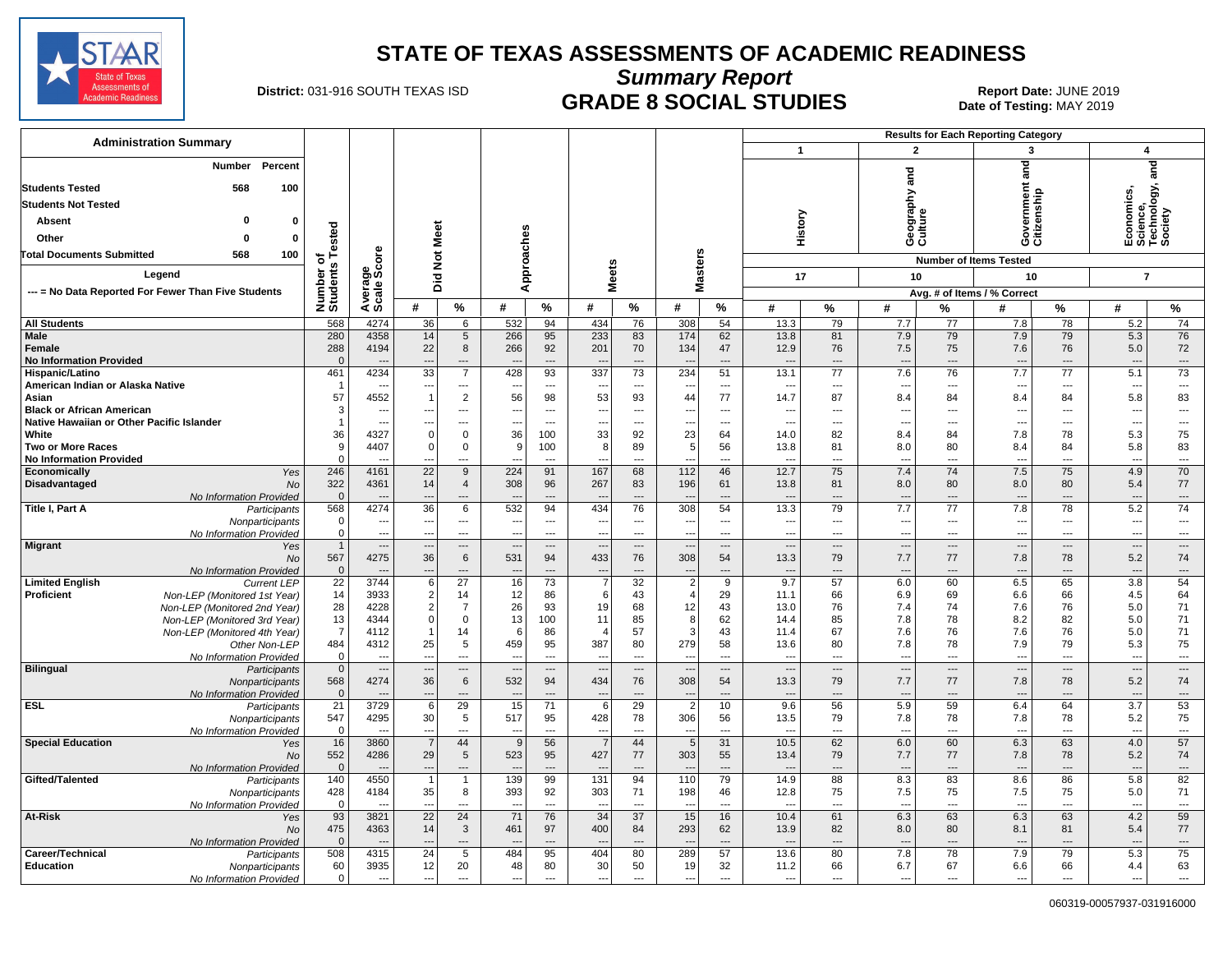# STATE OF TEXAS ASSESSMENTS OF ACADEMIC READINESS

## Summary Report

## GRADE 8 SOCIAL STUDIES

**District:** 031-916 SOUTH TEXAS ISD

**Report Date:** JUNE 2019
**Date of Testing:** MAY 2019

### Administration Summary

| | Number | Percent |
|---|---|---|
| Students Tested | 568 | 100 |
| Students Not Tested | | |
| Absent | 0 | 0 |
| Other | 0 | 0 |
| Total Documents Submitted | 568 | 100 |

**Legend**

--- = No Data Reported For Fewer Than Five Students

### Results for Each Reporting Category

Reporting Categories: 1 – History (17 items); 2 – Geography and Culture (10 items); 3 – Government and Citizenship (10 items); 4 – Economics, Science, Technology, and Society (7 items). Values are Avg. # of Items / % Correct.

| Group | Subgroup | Number of Students Tested | Average Scale Score | Did Not Meet # | Did Not Meet % | Approaches # | Approaches % | Meets # | Meets % | Masters # | Masters % | 1 History # | 1 History % | 2 Geography and Culture # | 2 Geography and Culture % | 3 Government and Citizenship # | 3 Government and Citizenship % | 4 Economics, Science, Technology, and Society # | 4 Economics, Science, Technology, and Society % |
|---|---|---|---|---|---|---|---|---|---|---|---|---|---|---|---|---|---|---|---|
| All Students | | 568 | 4274 | 36 | 6 | 532 | 94 | 434 | 76 | 308 | 54 | 13.3 | 79 | 7.7 | 77 | 7.8 | 78 | 5.2 | 74 |
| Male | | 280 | 4358 | 14 | 5 | 266 | 95 | 233 | 83 | 174 | 62 | 13.8 | 81 | 7.9 | 79 | 7.9 | 79 | 5.3 | 76 |
| Female | | 288 | 4194 | 22 | 8 | 266 | 92 | 201 | 70 | 134 | 47 | 12.9 | 76 | 7.5 | 75 | 7.6 | 76 | 5.0 | 72 |
| No Information Provided | | 0 | --- | --- | --- | --- | --- | --- | --- | --- | --- | --- | --- | --- | --- | --- | --- | --- | --- |
| Hispanic/Latino | | 461 | 4234 | 33 | 7 | 428 | 93 | 337 | 73 | 234 | 51 | 13.1 | 77 | 7.6 | 76 | 7.7 | 77 | 5.1 | 73 |
| American Indian or Alaska Native | | 1 | --- | --- | --- | --- | --- | --- | --- | --- | --- | --- | --- | --- | --- | --- | --- | --- | --- |
| Asian | | 57 | 4552 | 1 | 2 | 56 | 98 | 53 | 93 | 44 | 77 | 14.7 | 87 | 8.4 | 84 | 8.4 | 84 | 5.8 | 83 |
| Black or African American | | 3 | --- | --- | --- | --- | --- | --- | --- | --- | --- | --- | --- | --- | --- | --- | --- | --- | --- |
| Native Hawaiian or Other Pacific Islander | | 1 | --- | --- | --- | --- | --- | --- | --- | --- | --- | --- | --- | --- | --- | --- | --- | --- | --- |
| White | | 36 | 4327 | 0 | 0 | 36 | 100 | 33 | 92 | 23 | 64 | 14.0 | 82 | 8.4 | 84 | 7.8 | 78 | 5.3 | 75 |
| Two or More Races | | 9 | 4407 | 0 | 0 | 9 | 100 | 8 | 89 | 5 | 56 | 13.8 | 81 | 8.0 | 80 | 8.4 | 84 | 5.8 | 83 |
| No Information Provided | | 0 | --- | --- | --- | --- | --- | --- | --- | --- | --- | --- | --- | --- | --- | --- | --- | --- | --- |
| Economically Disadvantaged | Yes | 246 | 4161 | 22 | 9 | 224 | 91 | 167 | 68 | 112 | 46 | 12.7 | 75 | 7.4 | 74 | 7.5 | 75 | 4.9 | 70 |
| | No | 322 | 4361 | 14 | 4 | 308 | 96 | 267 | 83 | 196 | 61 | 13.8 | 81 | 8.0 | 80 | 8.0 | 80 | 5.4 | 77 |
| | No Information Provided | 0 | --- | --- | --- | --- | --- | --- | --- | --- | --- | --- | --- | --- | --- | --- | --- | --- | --- |
| Title I, Part A | Participants | 568 | 4274 | 36 | 6 | 532 | 94 | 434 | 76 | 308 | 54 | 13.3 | 79 | 7.7 | 77 | 7.8 | 78 | 5.2 | 74 |
| | Nonparticipants | 0 | --- | --- | --- | --- | --- | --- | --- | --- | --- | --- | --- | --- | --- | --- | --- | --- | --- |
| | No Information Provided | 0 | --- | --- | --- | --- | --- | --- | --- | --- | --- | --- | --- | --- | --- | --- | --- | --- | --- |
| Migrant | Yes | 1 | --- | --- | --- | --- | --- | --- | --- | --- | --- | --- | --- | --- | --- | --- | --- | --- | --- |
| | No | 567 | 4275 | 36 | 6 | 531 | 94 | 433 | 76 | 308 | 54 | 13.3 | 79 | 7.7 | 77 | 7.8 | 78 | 5.2 | 74 |
| | No Information Provided | 0 | --- | --- | --- | --- | --- | --- | --- | --- | --- | --- | --- | --- | --- | --- | --- | --- | --- |
| Limited English Proficient | Current LEP | 22 | 3744 | 6 | 27 | 16 | 73 | 7 | 32 | 2 | 9 | 9.7 | 57 | 6.0 | 60 | 6.5 | 65 | 3.8 | 54 |
| | Non-LEP (Monitored 1st Year) | 14 | 3933 | 2 | 14 | 12 | 86 | 6 | 43 | 4 | 29 | 11.1 | 66 | 6.9 | 69 | 6.6 | 66 | 4.5 | 64 |
| | Non-LEP (Monitored 2nd Year) | 28 | 4228 | 2 | 7 | 26 | 93 | 19 | 68 | 12 | 43 | 13.0 | 76 | 7.4 | 74 | 7.6 | 76 | 5.0 | 71 |
| | Non-LEP (Monitored 3rd Year) | 13 | 4344 | 0 | 0 | 13 | 100 | 11 | 85 | 8 | 62 | 14.4 | 85 | 7.8 | 78 | 8.2 | 82 | 5.0 | 71 |
| | Non-LEP (Monitored 4th Year) | 7 | 4112 | 1 | 14 | 6 | 86 | 4 | 57 | 3 | 43 | 11.4 | 67 | 7.6 | 76 | 7.6 | 76 | 5.0 | 71 |
| | Other Non-LEP | 484 | 4312 | 25 | 5 | 459 | 95 | 387 | 80 | 279 | 58 | 13.6 | 80 | 7.8 | 78 | 7.9 | 79 | 5.3 | 75 |
| | No Information Provided | 0 | --- | --- | --- | --- | --- | --- | --- | --- | --- | --- | --- | --- | --- | --- | --- | --- | --- |
| Bilingual | Participants | 0 | --- | --- | --- | --- | --- | --- | --- | --- | --- | --- | --- | --- | --- | --- | --- | --- | --- |
| | Nonparticipants | 568 | 4274 | 36 | 6 | 532 | 94 | 434 | 76 | 308 | 54 | 13.3 | 79 | 7.7 | 77 | 7.8 | 78 | 5.2 | 74 |
| | No Information Provided | 0 | --- | --- | --- | --- | --- | --- | --- | --- | --- | --- | --- | --- | --- | --- | --- | --- | --- |
| ESL | Participants | 21 | 3729 | 6 | 29 | 15 | 71 | 6 | 29 | 2 | 10 | 9.6 | 56 | 5.9 | 59 | 6.4 | 64 | 3.7 | 53 |
| | Nonparticipants | 547 | 4295 | 30 | 5 | 517 | 95 | 428 | 78 | 306 | 56 | 13.5 | 79 | 7.8 | 78 | 7.8 | 78 | 5.2 | 75 |
| | No Information Provided | 0 | --- | --- | --- | --- | --- | --- | --- | --- | --- | --- | --- | --- | --- | --- | --- | --- | --- |
| Special Education | Yes | 16 | 3860 | 7 | 44 | 9 | 56 | 7 | 44 | 5 | 31 | 10.5 | 62 | 6.0 | 60 | 6.3 | 63 | 4.0 | 57 |
| | No | 552 | 4286 | 29 | 5 | 523 | 95 | 427 | 77 | 303 | 55 | 13.4 | 79 | 7.7 | 77 | 7.8 | 78 | 5.2 | 74 |
| | No Information Provided | 0 | --- | --- | --- | --- | --- | --- | --- | --- | --- | --- | --- | --- | --- | --- | --- | --- | --- |
| Gifted/Talented | Participants | 140 | 4550 | 1 | 1 | 139 | 99 | 131 | 94 | 110 | 79 | 14.9 | 88 | 8.3 | 83 | 8.6 | 86 | 5.8 | 82 |
| | Nonparticipants | 428 | 4184 | 35 | 8 | 393 | 92 | 303 | 71 | 198 | 46 | 12.8 | 75 | 7.5 | 75 | 7.5 | 75 | 5.0 | 71 |
| | No Information Provided | 0 | --- | --- | --- | --- | --- | --- | --- | --- | --- | --- | --- | --- | --- | --- | --- | --- | --- |
| At-Risk | Yes | 93 | 3821 | 22 | 24 | 71 | 76 | 34 | 37 | 15 | 16 | 10.4 | 61 | 6.3 | 63 | 6.3 | 63 | 4.2 | 59 |
| | No | 475 | 4363 | 14 | 3 | 461 | 97 | 400 | 84 | 293 | 62 | 13.9 | 82 | 8.0 | 80 | 8.1 | 81 | 5.4 | 77 |
| | No Information Provided | 0 | --- | --- | --- | --- | --- | --- | --- | --- | --- | --- | --- | --- | --- | --- | --- | --- | --- |
| Career/Technical Education | Participants | 508 | 4315 | 24 | 5 | 484 | 95 | 404 | 80 | 289 | 57 | 13.6 | 80 | 7.8 | 78 | 7.9 | 79 | 5.3 | 75 |
| | Nonparticipants | 60 | 3935 | 12 | 20 | 48 | 80 | 30 | 50 | 19 | 32 | 11.2 | 66 | 6.7 | 67 | 6.6 | 66 | 4.4 | 63 |
| | No Information Provided | 0 | --- | --- | --- | --- | --- | --- | --- | --- | --- | --- | --- | --- | --- | --- | --- | --- | --- |

060319-00057937-031916000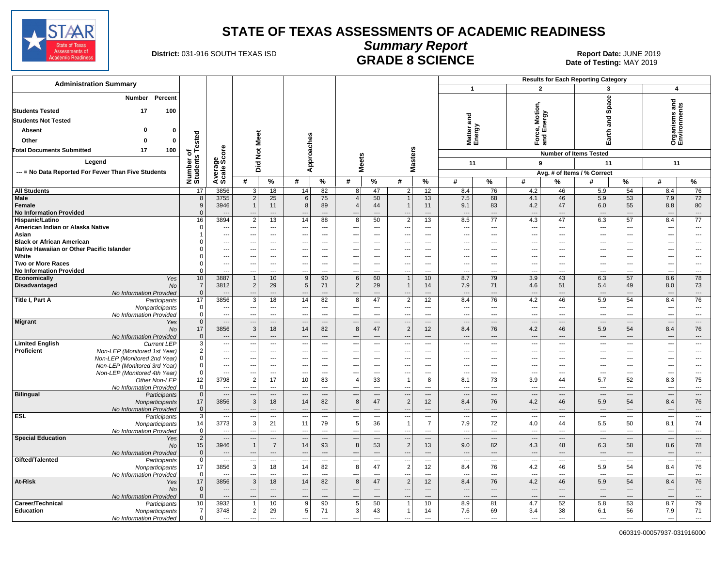# STATE OF TEXAS ASSESSMENTS OF ACADEMIC READINESS

## Summary Report

## GRADE 8 SCIENCE

**District:** 031-916 SOUTH TEXAS ISD

**Report Date:** JUNE 2019
**Date of Testing:** MAY 2019

### Administration Summary

| | Number | Percent |
|---|---|---|
| Students Tested | 17 | 100 |
| Students Not Tested | | |
| Absent | 0 | 0 |
| Other | 0 | 0 |
| Total Documents Submitted | 17 | 100 |

Legend

--- = No Data Reported For Fewer Than Five Students

Results for Each Reporting Category: 1 Matter and Energy (11 items); 2 Force, Motion, and Energy (9 items); 3 Earth and Space (11 items); 4 Organisms and Environments (11 items). Avg. # of Items / % Correct.

| Group | | Number of Students Tested | Average Scale Score | Did Not Meet # | Did Not Meet % | Approaches # | Approaches % | Meets # | Meets % | Masters # | Masters % | 1 # | 1 % | 2 # | 2 % | 3 # | 3 % | 4 # | 4 % |
|---|---|---|---|---|---|---|---|---|---|---|---|---|---|---|---|---|---|---|---|
| All Students | | 17 | 3856 | 3 | 18 | 14 | 82 | 8 | 47 | 2 | 12 | 8.4 | 76 | 4.2 | 46 | 5.9 | 54 | 8.4 | 76 |
| Male | | 8 | 3755 | 2 | 25 | 6 | 75 | 4 | 50 | 1 | 13 | 7.5 | 68 | 4.1 | 46 | 5.9 | 53 | 7.9 | 72 |
| Female | | 9 | 3946 | 1 | 11 | 8 | 89 | 4 | 44 | 1 | 11 | 9.1 | 83 | 4.2 | 47 | 6.0 | 55 | 8.8 | 80 |
| No Information Provided | | 0 | --- | --- | --- | --- | --- | --- | --- | --- | --- | --- | --- | --- | --- | --- | --- | --- | --- |
| Hispanic/Latino | | 16 | 3894 | 2 | 13 | 14 | 88 | 8 | 50 | 2 | 13 | 8.5 | 77 | 4.3 | 47 | 6.3 | 57 | 8.4 | 77 |
| American Indian or Alaska Native | | 0 | --- | --- | --- | --- | --- | --- | --- | --- | --- | --- | --- | --- | --- | --- | --- | --- | --- |
| Asian | | 1 | --- | --- | --- | --- | --- | --- | --- | --- | --- | --- | --- | --- | --- | --- | --- | --- | --- |
| Black or African American | | 0 | --- | --- | --- | --- | --- | --- | --- | --- | --- | --- | --- | --- | --- | --- | --- | --- | --- |
| Native Hawaiian or Other Pacific Islander | | 0 | --- | --- | --- | --- | --- | --- | --- | --- | --- | --- | --- | --- | --- | --- | --- | --- | --- |
| White | | 0 | --- | --- | --- | --- | --- | --- | --- | --- | --- | --- | --- | --- | --- | --- | --- | --- | --- |
| Two or More Races | | 0 | --- | --- | --- | --- | --- | --- | --- | --- | --- | --- | --- | --- | --- | --- | --- | --- | --- |
| No Information Provided | | 0 | --- | --- | --- | --- | --- | --- | --- | --- | --- | --- | --- | --- | --- | --- | --- | --- | --- |
| Economically Disadvantaged | Yes | 10 | 3887 | 1 | 10 | 9 | 90 | 6 | 60 | 1 | 10 | 8.7 | 79 | 3.9 | 43 | 6.3 | 57 | 8.6 | 78 |
| | No | 7 | 3812 | 2 | 29 | 5 | 71 | 2 | 29 | 1 | 14 | 7.9 | 71 | 4.6 | 51 | 5.4 | 49 | 8.0 | 73 |
| | No Information Provided | 0 | --- | --- | --- | --- | --- | --- | --- | --- | --- | --- | --- | --- | --- | --- | --- | --- | --- |
| Title I, Part A | Participants | 17 | 3856 | 3 | 18 | 14 | 82 | 8 | 47 | 2 | 12 | 8.4 | 76 | 4.2 | 46 | 5.9 | 54 | 8.4 | 76 |
| | Nonparticipants | 0 | --- | --- | --- | --- | --- | --- | --- | --- | --- | --- | --- | --- | --- | --- | --- | --- | --- |
| | No Information Provided | 0 | --- | --- | --- | --- | --- | --- | --- | --- | --- | --- | --- | --- | --- | --- | --- | --- | --- |
| Migrant | Yes | 0 | --- | --- | --- | --- | --- | --- | --- | --- | --- | --- | --- | --- | --- | --- | --- | --- | --- |
| | No | 17 | 3856 | 3 | 18 | 14 | 82 | 8 | 47 | 2 | 12 | 8.4 | 76 | 4.2 | 46 | 5.9 | 54 | 8.4 | 76 |
| | No Information Provided | 0 | --- | --- | --- | --- | --- | --- | --- | --- | --- | --- | --- | --- | --- | --- | --- | --- | --- |
| Limited English Proficient | Current LEP | 3 | --- | --- | --- | --- | --- | --- | --- | --- | --- | --- | --- | --- | --- | --- | --- | --- | --- |
| | Non-LEP (Monitored 1st Year) | 2 | --- | --- | --- | --- | --- | --- | --- | --- | --- | --- | --- | --- | --- | --- | --- | --- | --- |
| | Non-LEP (Monitored 2nd Year) | 0 | --- | --- | --- | --- | --- | --- | --- | --- | --- | --- | --- | --- | --- | --- | --- | --- | --- |
| | Non-LEP (Monitored 3rd Year) | 0 | --- | --- | --- | --- | --- | --- | --- | --- | --- | --- | --- | --- | --- | --- | --- | --- | --- |
| | Non-LEP (Monitored 4th Year) | 0 | --- | --- | --- | --- | --- | --- | --- | --- | --- | --- | --- | --- | --- | --- | --- | --- | --- |
| | Other Non-LEP | 12 | 3798 | 2 | 17 | 10 | 83 | 4 | 33 | 1 | 8 | 8.1 | 73 | 3.9 | 44 | 5.7 | 52 | 8.3 | 75 |
| | No Information Provided | 0 | --- | --- | --- | --- | --- | --- | --- | --- | --- | --- | --- | --- | --- | --- | --- | --- | --- |
| Bilingual | Participants | 0 | --- | --- | --- | --- | --- | --- | --- | --- | --- | --- | --- | --- | --- | --- | --- | --- | --- |
| | Nonparticipants | 17 | 3856 | 3 | 18 | 14 | 82 | 8 | 47 | 2 | 12 | 8.4 | 76 | 4.2 | 46 | 5.9 | 54 | 8.4 | 76 |
| | No Information Provided | 0 | --- | --- | --- | --- | --- | --- | --- | --- | --- | --- | --- | --- | --- | --- | --- | --- | --- |
| ESL | Participants | 3 | --- | --- | --- | --- | --- | --- | --- | --- | --- | --- | --- | --- | --- | --- | --- | --- | --- |
| | Nonparticipants | 14 | 3773 | 3 | 21 | 11 | 79 | 5 | 36 | 1 | 7 | 7.9 | 72 | 4.0 | 44 | 5.5 | 50 | 8.1 | 74 |
| | No Information Provided | 0 | --- | --- | --- | --- | --- | --- | --- | --- | --- | --- | --- | --- | --- | --- | --- | --- | --- |
| Special Education | Yes | 2 | --- | --- | --- | --- | --- | --- | --- | --- | --- | --- | --- | --- | --- | --- | --- | --- | --- |
| | No | 15 | 3946 | 1 | 7 | 14 | 93 | 8 | 53 | 2 | 13 | 9.0 | 82 | 4.3 | 48 | 6.3 | 58 | 8.6 | 78 |
| | No Information Provided | 0 | --- | --- | --- | --- | --- | --- | --- | --- | --- | --- | --- | --- | --- | --- | --- | --- | --- |
| Gifted/Talented | Participants | 0 | --- | --- | --- | --- | --- | --- | --- | --- | --- | --- | --- | --- | --- | --- | --- | --- | --- |
| | Nonparticipants | 17 | 3856 | 3 | 18 | 14 | 82 | 8 | 47 | 2 | 12 | 8.4 | 76 | 4.2 | 46 | 5.9 | 54 | 8.4 | 76 |
| | No Information Provided | 0 | --- | --- | --- | --- | --- | --- | --- | --- | --- | --- | --- | --- | --- | --- | --- | --- | --- |
| At-Risk | Yes | 17 | 3856 | 3 | 18 | 14 | 82 | 8 | 47 | 2 | 12 | 8.4 | 76 | 4.2 | 46 | 5.9 | 54 | 8.4 | 76 |
| | No | 0 | --- | --- | --- | --- | --- | --- | --- | --- | --- | --- | --- | --- | --- | --- | --- | --- | --- |
| | No Information Provided | 0 | --- | --- | --- | --- | --- | --- | --- | --- | --- | --- | --- | --- | --- | --- | --- | --- | --- |
| Career/Technical Education | Participants | 10 | 3932 | 1 | 10 | 9 | 90 | 5 | 50 | 1 | 10 | 8.9 | 81 | 4.7 | 52 | 5.8 | 53 | 8.7 | 79 |
| | Nonparticipants | 7 | 3748 | 2 | 29 | 5 | 71 | 3 | 43 | 1 | 14 | 7.6 | 69 | 3.4 | 38 | 6.1 | 56 | 7.9 | 71 |
| | No Information Provided | 0 | --- | --- | --- | --- | --- | --- | --- | --- | --- | --- | --- | --- | --- | --- | --- | --- | --- |

060319-00057937-031916000